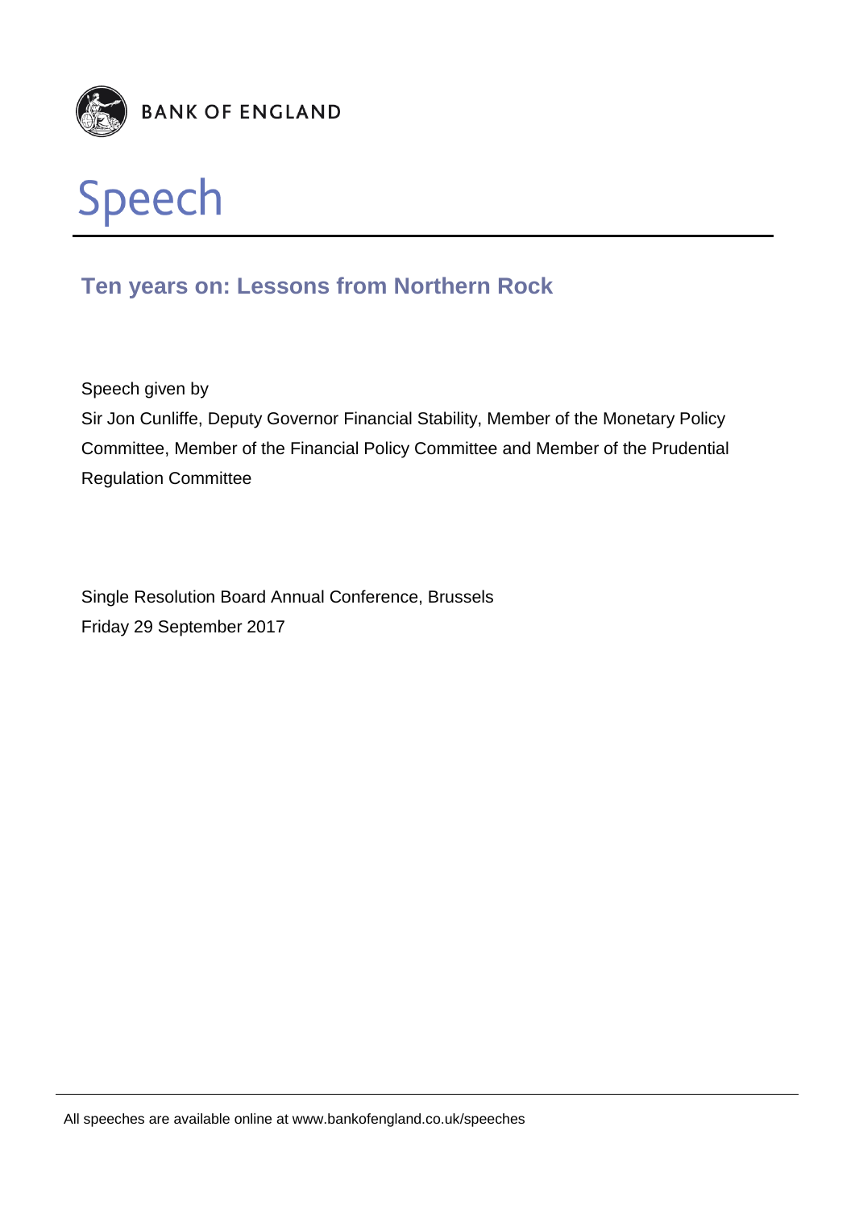BANK OF ENGLAND

# Speech

## Ten years on: Lessons from Northern Rock

Speech given by

Sir Jon Cunliffe, Deputy Governor Financial Stability, Member of the Monetary Policy Committee, Member of the Financial Policy Committee and Member of the Prudential Regulation Committee

Single Resolution Board Annual Conference, Brussels

Friday 29 September 2017

All speeches are available online at www.bankofengland.co.uk/speeches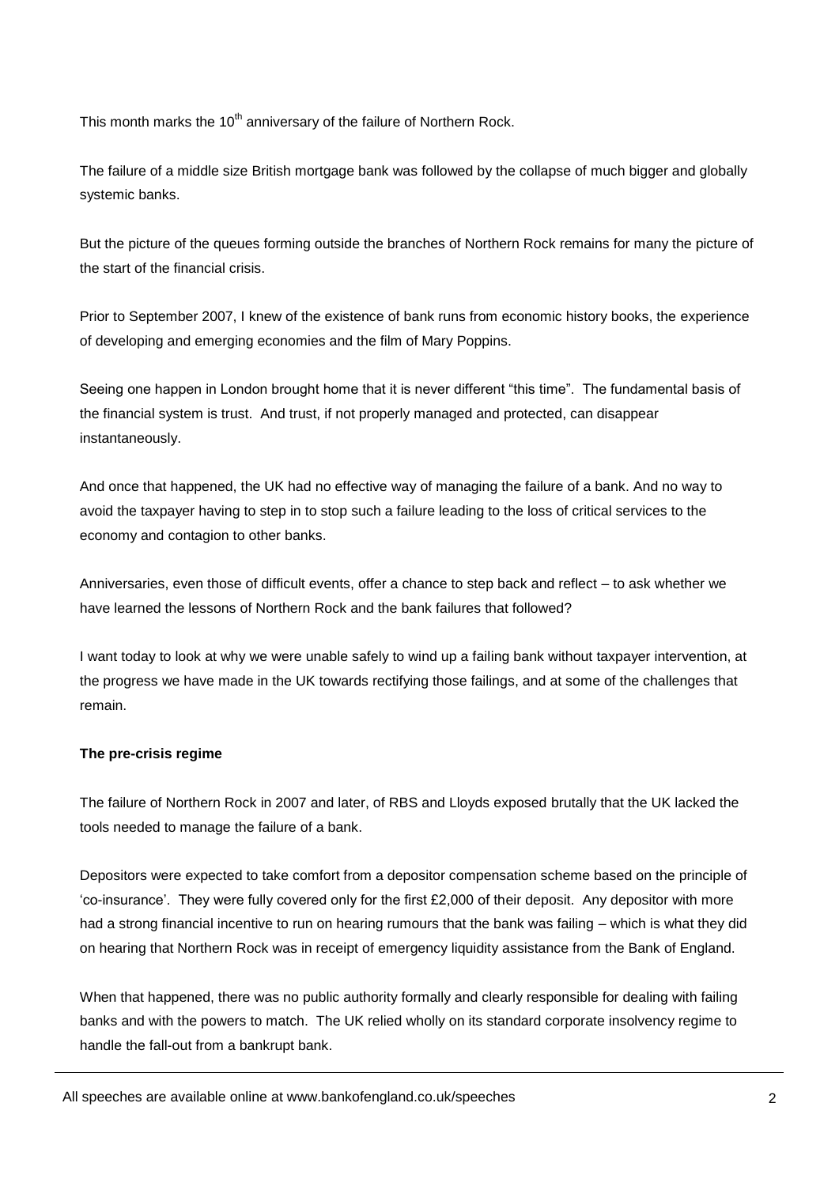This month marks the 10th anniversary of the failure of Northern Rock.

The failure of a middle size British mortgage bank was followed by the collapse of much bigger and globally systemic banks.

But the picture of the queues forming outside the branches of Northern Rock remains for many the picture of the start of the financial crisis.

Prior to September 2007, I knew of the existence of bank runs from economic history books, the experience of developing and emerging economies and the film of Mary Poppins.

Seeing one happen in London brought home that it is never different "this time". The fundamental basis of the financial system is trust. And trust, if not properly managed and protected, can disappear instantaneously.

And once that happened, the UK had no effective way of managing the failure of a bank. And no way to avoid the taxpayer having to step in to stop such a failure leading to the loss of critical services to the economy and contagion to other banks.

Anniversaries, even those of difficult events, offer a chance to step back and reflect – to ask whether we have learned the lessons of Northern Rock and the bank failures that followed?

I want today to look at why we were unable safely to wind up a failing bank without taxpayer intervention, at the progress we have made in the UK towards rectifying those failings, and at some of the challenges that remain.

**The pre-crisis regime**

The failure of Northern Rock in 2007 and later, of RBS and Lloyds exposed brutally that the UK lacked the tools needed to manage the failure of a bank.

Depositors were expected to take comfort from a depositor compensation scheme based on the principle of 'co-insurance'. They were fully covered only for the first £2,000 of their deposit. Any depositor with more had a strong financial incentive to run on hearing rumours that the bank was failing – which is what they did on hearing that Northern Rock was in receipt of emergency liquidity assistance from the Bank of England.

When that happened, there was no public authority formally and clearly responsible for dealing with failing banks and with the powers to match. The UK relied wholly on its standard corporate insolvency regime to handle the fall-out from a bankrupt bank.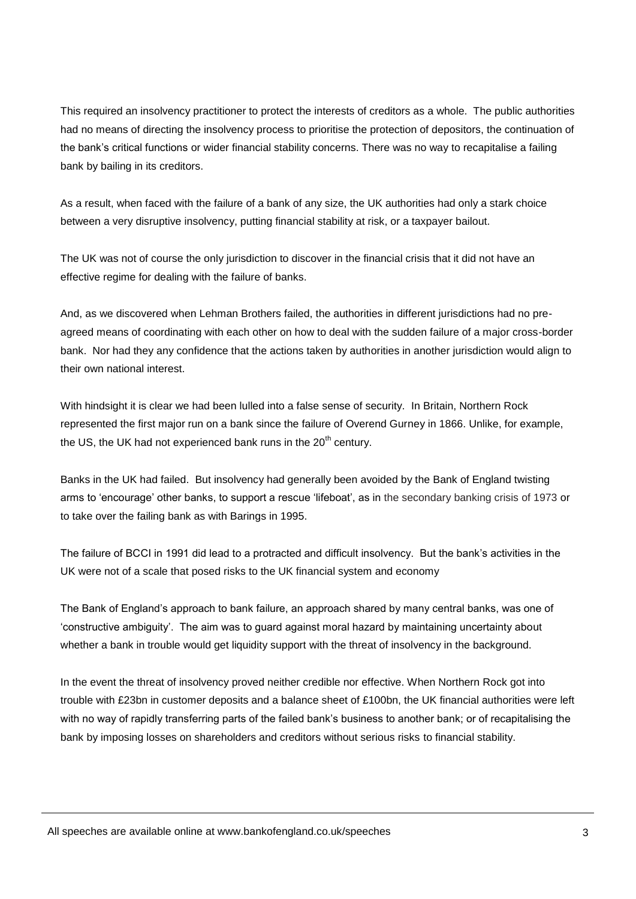This required an insolvency practitioner to protect the interests of creditors as a whole. The public authorities had no means of directing the insolvency process to prioritise the protection of depositors, the continuation of the bank's critical functions or wider financial stability concerns. There was no way to recapitalise a failing bank by bailing in its creditors.

As a result, when faced with the failure of a bank of any size, the UK authorities had only a stark choice between a very disruptive insolvency, putting financial stability at risk, or a taxpayer bailout.

The UK was not of course the only jurisdiction to discover in the financial crisis that it did not have an effective regime for dealing with the failure of banks.

And, as we discovered when Lehman Brothers failed, the authorities in different jurisdictions had no pre-agreed means of coordinating with each other on how to deal with the sudden failure of a major cross-border bank. Nor had they any confidence that the actions taken by authorities in another jurisdiction would align to their own national interest.

With hindsight it is clear we had been lulled into a false sense of security. In Britain, Northern Rock represented the first major run on a bank since the failure of Overend Gurney in 1866. Unlike, for example, the US, the UK had not experienced bank runs in the 20th century.

Banks in the UK had failed. But insolvency had generally been avoided by the Bank of England twisting arms to 'encourage' other banks, to support a rescue 'lifeboat', as in the secondary banking crisis of 1973 or to take over the failing bank as with Barings in 1995.

The failure of BCCI in 1991 did lead to a protracted and difficult insolvency. But the bank's activities in the UK were not of a scale that posed risks to the UK financial system and economy

The Bank of England's approach to bank failure, an approach shared by many central banks, was one of 'constructive ambiguity'. The aim was to guard against moral hazard by maintaining uncertainty about whether a bank in trouble would get liquidity support with the threat of insolvency in the background.

In the event the threat of insolvency proved neither credible nor effective. When Northern Rock got into trouble with £23bn in customer deposits and a balance sheet of £100bn, the UK financial authorities were left with no way of rapidly transferring parts of the failed bank's business to another bank; or of recapitalising the bank by imposing losses on shareholders and creditors without serious risks to financial stability.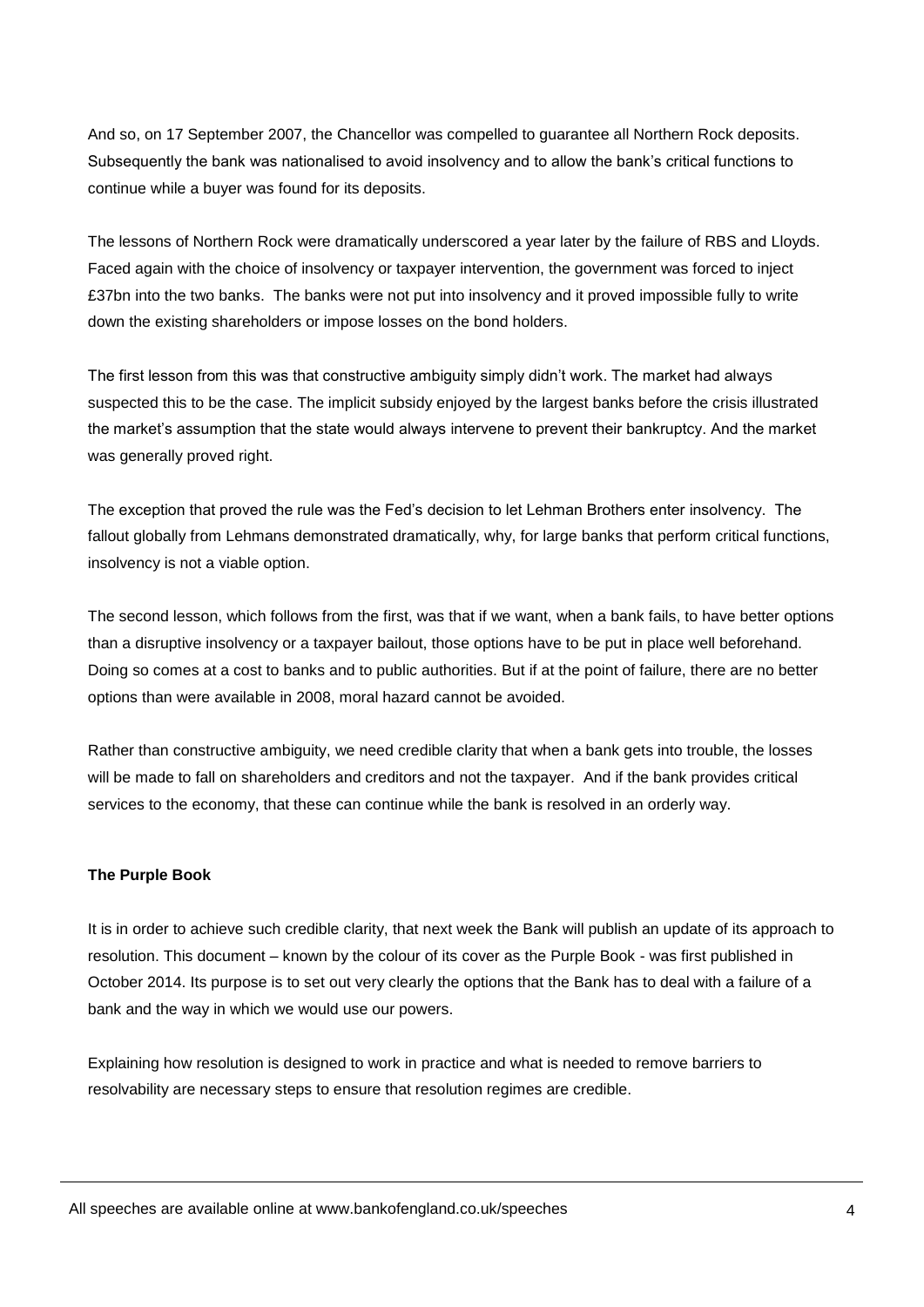And so, on 17 September 2007, the Chancellor was compelled to guarantee all Northern Rock deposits. Subsequently the bank was nationalised to avoid insolvency and to allow the bank's critical functions to continue while a buyer was found for its deposits.

The lessons of Northern Rock were dramatically underscored a year later by the failure of RBS and Lloyds. Faced again with the choice of insolvency or taxpayer intervention, the government was forced to inject £37bn into the two banks. The banks were not put into insolvency and it proved impossible fully to write down the existing shareholders or impose losses on the bond holders.

The first lesson from this was that constructive ambiguity simply didn't work. The market had always suspected this to be the case. The implicit subsidy enjoyed by the largest banks before the crisis illustrated the market's assumption that the state would always intervene to prevent their bankruptcy. And the market was generally proved right.

The exception that proved the rule was the Fed's decision to let Lehman Brothers enter insolvency. The fallout globally from Lehmans demonstrated dramatically, why, for large banks that perform critical functions, insolvency is not a viable option.

The second lesson, which follows from the first, was that if we want, when a bank fails, to have better options than a disruptive insolvency or a taxpayer bailout, those options have to be put in place well beforehand. Doing so comes at a cost to banks and to public authorities. But if at the point of failure, there are no better options than were available in 2008, moral hazard cannot be avoided.

Rather than constructive ambiguity, we need credible clarity that when a bank gets into trouble, the losses will be made to fall on shareholders and creditors and not the taxpayer. And if the bank provides critical services to the economy, that these can continue while the bank is resolved in an orderly way.

**The Purple Book**

It is in order to achieve such credible clarity, that next week the Bank will publish an update of its approach to resolution. This document – known by the colour of its cover as the Purple Book - was first published in October 2014. Its purpose is to set out very clearly the options that the Bank has to deal with a failure of a bank and the way in which we would use our powers.

Explaining how resolution is designed to work in practice and what is needed to remove barriers to resolvability are necessary steps to ensure that resolution regimes are credible.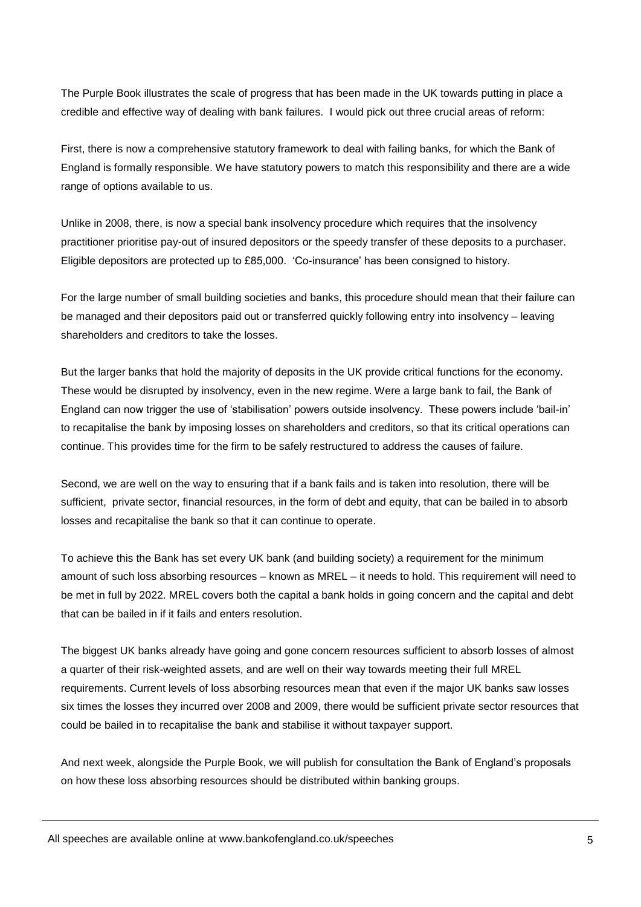The Purple Book illustrates the scale of progress that has been made in the UK towards putting in place a credible and effective way of dealing with bank failures. I would pick out three crucial areas of reform:

First, there is now a comprehensive statutory framework to deal with failing banks, for which the Bank of England is formally responsible. We have statutory powers to match this responsibility and there are a wide range of options available to us.

Unlike in 2008, there, is now a special bank insolvency procedure which requires that the insolvency practitioner prioritise pay-out of insured depositors or the speedy transfer of these deposits to a purchaser. Eligible depositors are protected up to £85,000. 'Co-insurance' has been consigned to history.

For the large number of small building societies and banks, this procedure should mean that their failure can be managed and their depositors paid out or transferred quickly following entry into insolvency – leaving shareholders and creditors to take the losses.

But the larger banks that hold the majority of deposits in the UK provide critical functions for the economy. These would be disrupted by insolvency, even in the new regime. Were a large bank to fail, the Bank of England can now trigger the use of 'stabilisation' powers outside insolvency. These powers include 'bail-in' to recapitalise the bank by imposing losses on shareholders and creditors, so that its critical operations can continue. This provides time for the firm to be safely restructured to address the causes of failure.

Second, we are well on the way to ensuring that if a bank fails and is taken into resolution, there will be sufficient, private sector, financial resources, in the form of debt and equity, that can be bailed in to absorb losses and recapitalise the bank so that it can continue to operate.

To achieve this the Bank has set every UK bank (and building society) a requirement for the minimum amount of such loss absorbing resources – known as MREL – it needs to hold. This requirement will need to be met in full by 2022. MREL covers both the capital a bank holds in going concern and the capital and debt that can be bailed in if it fails and enters resolution.

The biggest UK banks already have going and gone concern resources sufficient to absorb losses of almost a quarter of their risk-weighted assets, and are well on their way towards meeting their full MREL requirements. Current levels of loss absorbing resources mean that even if the major UK banks saw losses six times the losses they incurred over 2008 and 2009, there would be sufficient private sector resources that could be bailed in to recapitalise the bank and stabilise it without taxpayer support.

And next week, alongside the Purple Book, we will publish for consultation the Bank of England's proposals on how these loss absorbing resources should be distributed within banking groups.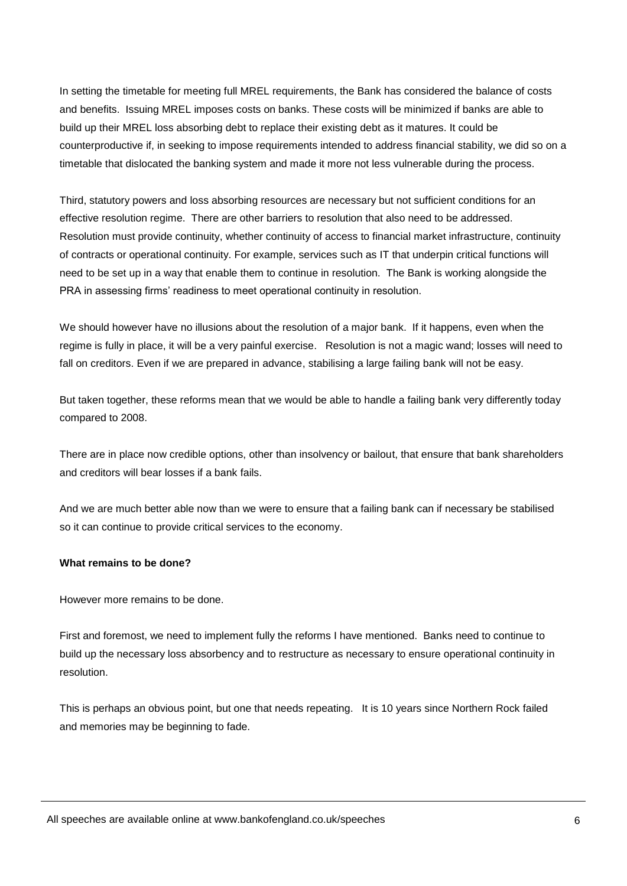In setting the timetable for meeting full MREL requirements, the Bank has considered the balance of costs and benefits. Issuing MREL imposes costs on banks. These costs will be minimized if banks are able to build up their MREL loss absorbing debt to replace their existing debt as it matures. It could be counterproductive if, in seeking to impose requirements intended to address financial stability, we did so on a timetable that dislocated the banking system and made it more not less vulnerable during the process.

Third, statutory powers and loss absorbing resources are necessary but not sufficient conditions for an effective resolution regime. There are other barriers to resolution that also need to be addressed. Resolution must provide continuity, whether continuity of access to financial market infrastructure, continuity of contracts or operational continuity. For example, services such as IT that underpin critical functions will need to be set up in a way that enable them to continue in resolution. The Bank is working alongside the PRA in assessing firms' readiness to meet operational continuity in resolution.

We should however have no illusions about the resolution of a major bank. If it happens, even when the regime is fully in place, it will be a very painful exercise. Resolution is not a magic wand; losses will need to fall on creditors. Even if we are prepared in advance, stabilising a large failing bank will not be easy.

But taken together, these reforms mean that we would be able to handle a failing bank very differently today compared to 2008.

There are in place now credible options, other than insolvency or bailout, that ensure that bank shareholders and creditors will bear losses if a bank fails.

And we are much better able now than we were to ensure that a failing bank can if necessary be stabilised so it can continue to provide critical services to the economy.

**What remains to be done?**

However more remains to be done.

First and foremost, we need to implement fully the reforms I have mentioned. Banks need to continue to build up the necessary loss absorbency and to restructure as necessary to ensure operational continuity in resolution.

This is perhaps an obvious point, but one that needs repeating. It is 10 years since Northern Rock failed and memories may be beginning to fade.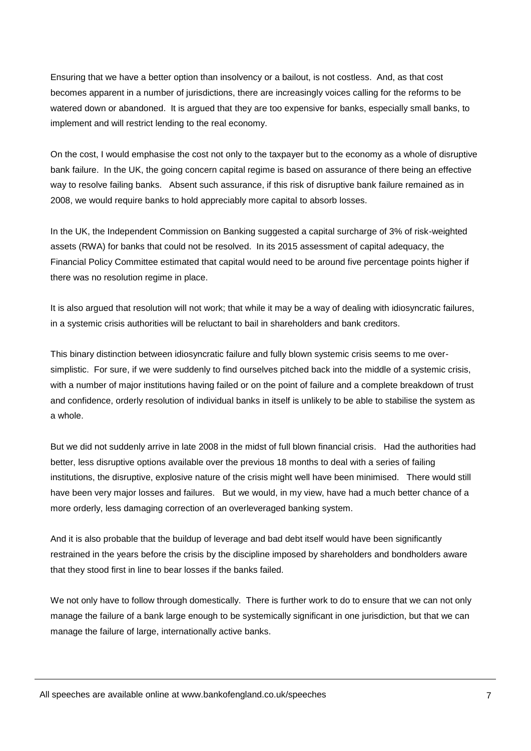Ensuring that we have a better option than insolvency or a bailout, is not costless. And, as that cost becomes apparent in a number of jurisdictions, there are increasingly voices calling for the reforms to be watered down or abandoned. It is argued that they are too expensive for banks, especially small banks, to implement and will restrict lending to the real economy.

On the cost, I would emphasise the cost not only to the taxpayer but to the economy as a whole of disruptive bank failure. In the UK, the going concern capital regime is based on assurance of there being an effective way to resolve failing banks. Absent such assurance, if this risk of disruptive bank failure remained as in 2008, we would require banks to hold appreciably more capital to absorb losses.

In the UK, the Independent Commission on Banking suggested a capital surcharge of 3% of risk-weighted assets (RWA) for banks that could not be resolved. In its 2015 assessment of capital adequacy, the Financial Policy Committee estimated that capital would need to be around five percentage points higher if there was no resolution regime in place.

It is also argued that resolution will not work; that while it may be a way of dealing with idiosyncratic failures, in a systemic crisis authorities will be reluctant to bail in shareholders and bank creditors.

This binary distinction between idiosyncratic failure and fully blown systemic crisis seems to me over-simplistic. For sure, if we were suddenly to find ourselves pitched back into the middle of a systemic crisis, with a number of major institutions having failed or on the point of failure and a complete breakdown of trust and confidence, orderly resolution of individual banks in itself is unlikely to be able to stabilise the system as a whole.

But we did not suddenly arrive in late 2008 in the midst of full blown financial crisis. Had the authorities had better, less disruptive options available over the previous 18 months to deal with a series of failing institutions, the disruptive, explosive nature of the crisis might well have been minimised. There would still have been very major losses and failures. But we would, in my view, have had a much better chance of a more orderly, less damaging correction of an overleveraged banking system.

And it is also probable that the buildup of leverage and bad debt itself would have been significantly restrained in the years before the crisis by the discipline imposed by shareholders and bondholders aware that they stood first in line to bear losses if the banks failed.

We not only have to follow through domestically. There is further work to do to ensure that we can not only manage the failure of a bank large enough to be systemically significant in one jurisdiction, but that we can manage the failure of large, internationally active banks.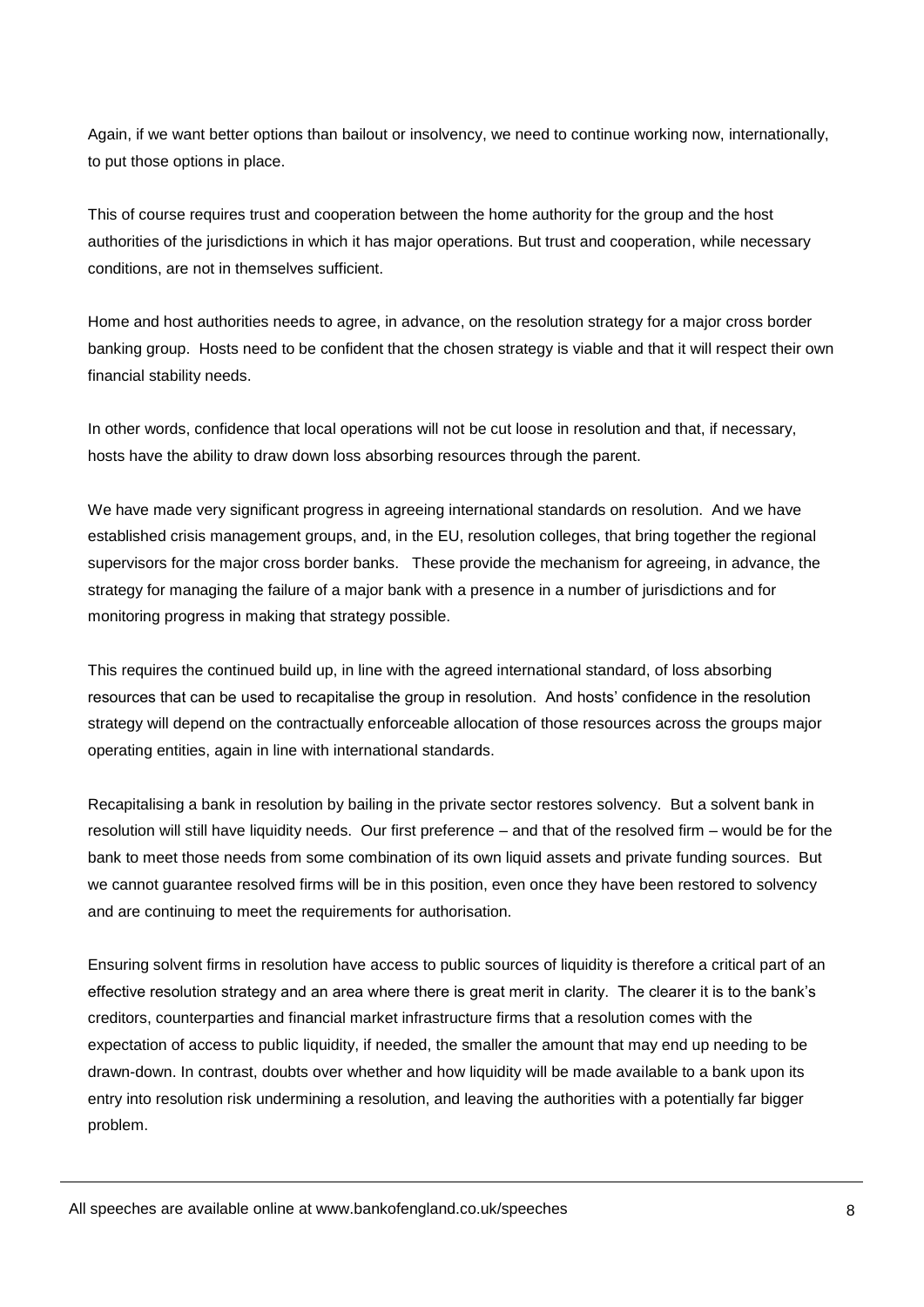Again, if we want better options than bailout or insolvency, we need to continue working now, internationally, to put those options in place.

This of course requires trust and cooperation between the home authority for the group and the host authorities of the jurisdictions in which it has major operations. But trust and cooperation, while necessary conditions, are not in themselves sufficient.

Home and host authorities needs to agree, in advance, on the resolution strategy for a major cross border banking group. Hosts need to be confident that the chosen strategy is viable and that it will respect their own financial stability needs.

In other words, confidence that local operations will not be cut loose in resolution and that, if necessary, hosts have the ability to draw down loss absorbing resources through the parent.

We have made very significant progress in agreeing international standards on resolution. And we have established crisis management groups, and, in the EU, resolution colleges, that bring together the regional supervisors for the major cross border banks. These provide the mechanism for agreeing, in advance, the strategy for managing the failure of a major bank with a presence in a number of jurisdictions and for monitoring progress in making that strategy possible.

This requires the continued build up, in line with the agreed international standard, of loss absorbing resources that can be used to recapitalise the group in resolution. And hosts' confidence in the resolution strategy will depend on the contractually enforceable allocation of those resources across the groups major operating entities, again in line with international standards.

Recapitalising a bank in resolution by bailing in the private sector restores solvency. But a solvent bank in resolution will still have liquidity needs. Our first preference – and that of the resolved firm – would be for the bank to meet those needs from some combination of its own liquid assets and private funding sources. But we cannot guarantee resolved firms will be in this position, even once they have been restored to solvency and are continuing to meet the requirements for authorisation.

Ensuring solvent firms in resolution have access to public sources of liquidity is therefore a critical part of an effective resolution strategy and an area where there is great merit in clarity. The clearer it is to the bank's creditors, counterparties and financial market infrastructure firms that a resolution comes with the expectation of access to public liquidity, if needed, the smaller the amount that may end up needing to be drawn-down. In contrast, doubts over whether and how liquidity will be made available to a bank upon its entry into resolution risk undermining a resolution, and leaving the authorities with a potentially far bigger problem.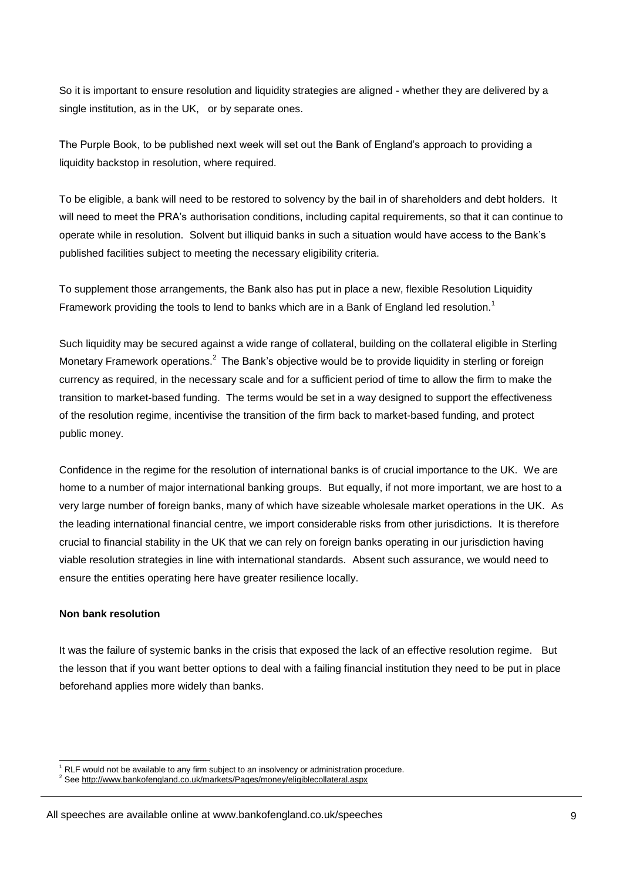So it is important to ensure resolution and liquidity strategies are aligned - whether they are delivered by a single institution, as in the UK, or by separate ones.

The Purple Book, to be published next week will set out the Bank of England's approach to providing a liquidity backstop in resolution, where required.

To be eligible, a bank will need to be restored to solvency by the bail in of shareholders and debt holders. It will need to meet the PRA's authorisation conditions, including capital requirements, so that it can continue to operate while in resolution. Solvent but illiquid banks in such a situation would have access to the Bank's published facilities subject to meeting the necessary eligibility criteria.

To supplement those arrangements, the Bank also has put in place a new, flexible Resolution Liquidity Framework providing the tools to lend to banks which are in a Bank of England led resolution.[1]

Such liquidity may be secured against a wide range of collateral, building on the collateral eligible in Sterling Monetary Framework operations.[2] The Bank's objective would be to provide liquidity in sterling or foreign currency as required, in the necessary scale and for a sufficient period of time to allow the firm to make the transition to market-based funding. The terms would be set in a way designed to support the effectiveness of the resolution regime, incentivise the transition of the firm back to market-based funding, and protect public money.

Confidence in the regime for the resolution of international banks is of crucial importance to the UK. We are home to a number of major international banking groups. But equally, if not more important, we are host to a very large number of foreign banks, many of which have sizeable wholesale market operations in the UK. As the leading international financial centre, we import considerable risks from other jurisdictions. It is therefore crucial to financial stability in the UK that we can rely on foreign banks operating in our jurisdiction having viable resolution strategies in line with international standards. Absent such assurance, we would need to ensure the entities operating here have greater resilience locally.

**Non bank resolution**

It was the failure of systemic banks in the crisis that exposed the lack of an effective resolution regime. But the lesson that if you want better options to deal with a failing financial institution they need to be put in place beforehand applies more widely than banks.

---

[1] RLF would not be available to any firm subject to an insolvency or administration procedure.

[2] See http://www.bankofengland.co.uk/markets/Pages/money/eligiblecollateral.aspx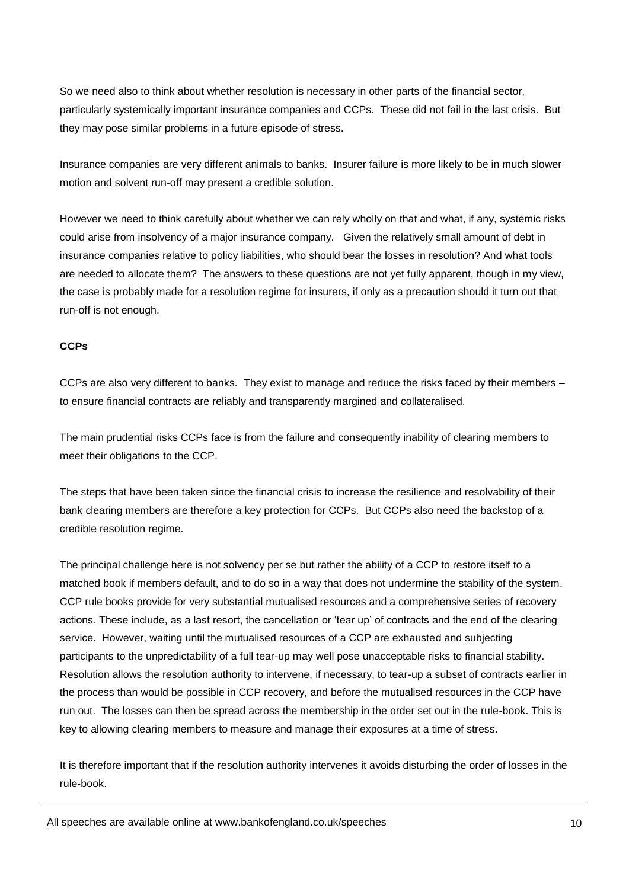So we need also to think about whether resolution is necessary in other parts of the financial sector, particularly systemically important insurance companies and CCPs. These did not fail in the last crisis. But they may pose similar problems in a future episode of stress.

Insurance companies are very different animals to banks. Insurer failure is more likely to be in much slower motion and solvent run-off may present a credible solution.

However we need to think carefully about whether we can rely wholly on that and what, if any, systemic risks could arise from insolvency of a major insurance company. Given the relatively small amount of debt in insurance companies relative to policy liabilities, who should bear the losses in resolution? And what tools are needed to allocate them? The answers to these questions are not yet fully apparent, though in my view, the case is probably made for a resolution regime for insurers, if only as a precaution should it turn out that run-off is not enough.

**CCPs**

CCPs are also very different to banks. They exist to manage and reduce the risks faced by their members – to ensure financial contracts are reliably and transparently margined and collateralised.

The main prudential risks CCPs face is from the failure and consequently inability of clearing members to meet their obligations to the CCP.

The steps that have been taken since the financial crisis to increase the resilience and resolvability of their bank clearing members are therefore a key protection for CCPs. But CCPs also need the backstop of a credible resolution regime.

The principal challenge here is not solvency per se but rather the ability of a CCP to restore itself to a matched book if members default, and to do so in a way that does not undermine the stability of the system. CCP rule books provide for very substantial mutualised resources and a comprehensive series of recovery actions. These include, as a last resort, the cancellation or 'tear up' of contracts and the end of the clearing service. However, waiting until the mutualised resources of a CCP are exhausted and subjecting participants to the unpredictability of a full tear-up may well pose unacceptable risks to financial stability. Resolution allows the resolution authority to intervene, if necessary, to tear-up a subset of contracts earlier in the process than would be possible in CCP recovery, and before the mutualised resources in the CCP have run out. The losses can then be spread across the membership in the order set out in the rule-book. This is key to allowing clearing members to measure and manage their exposures at a time of stress.

It is therefore important that if the resolution authority intervenes it avoids disturbing the order of losses in the rule-book.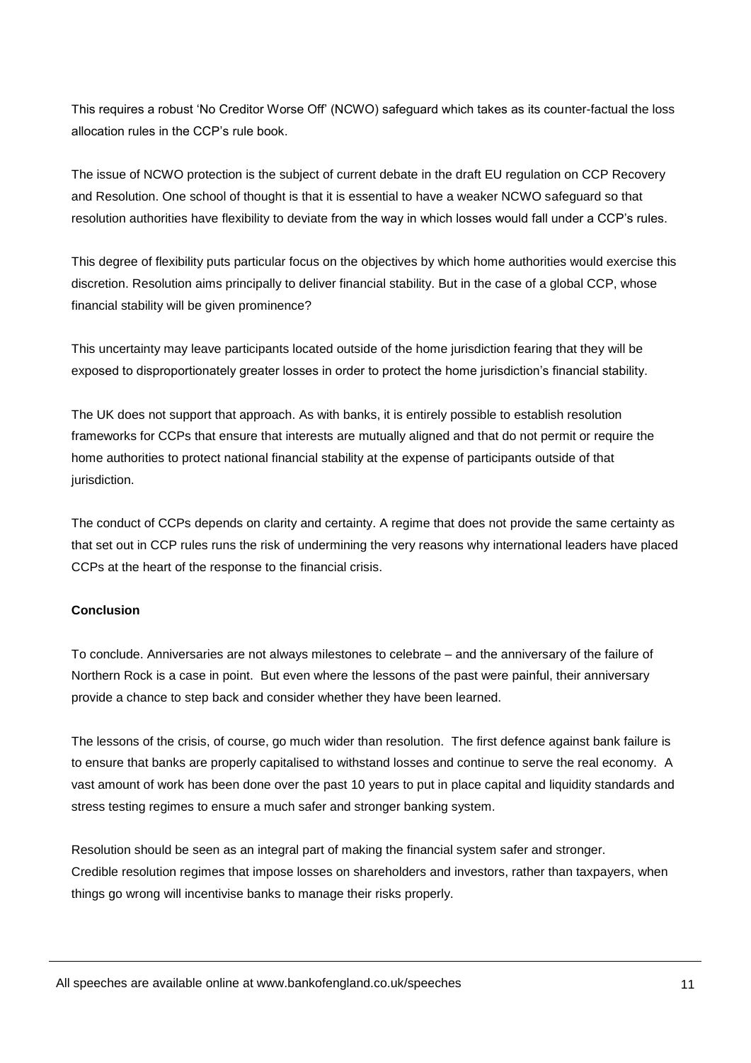This requires a robust 'No Creditor Worse Off' (NCWO) safeguard which takes as its counter-factual the loss allocation rules in the CCP's rule book.

The issue of NCWO protection is the subject of current debate in the draft EU regulation on CCP Recovery and Resolution. One school of thought is that it is essential to have a weaker NCWO safeguard so that resolution authorities have flexibility to deviate from the way in which losses would fall under a CCP's rules.

This degree of flexibility puts particular focus on the objectives by which home authorities would exercise this discretion. Resolution aims principally to deliver financial stability. But in the case of a global CCP, whose financial stability will be given prominence?

This uncertainty may leave participants located outside of the home jurisdiction fearing that they will be exposed to disproportionately greater losses in order to protect the home jurisdiction's financial stability.

The UK does not support that approach. As with banks, it is entirely possible to establish resolution frameworks for CCPs that ensure that interests are mutually aligned and that do not permit or require the home authorities to protect national financial stability at the expense of participants outside of that jurisdiction.

The conduct of CCPs depends on clarity and certainty. A regime that does not provide the same certainty as that set out in CCP rules runs the risk of undermining the very reasons why international leaders have placed CCPs at the heart of the response to the financial crisis.

**Conclusion**

To conclude. Anniversaries are not always milestones to celebrate – and the anniversary of the failure of Northern Rock is a case in point. But even where the lessons of the past were painful, their anniversary provide a chance to step back and consider whether they have been learned.

The lessons of the crisis, of course, go much wider than resolution. The first defence against bank failure is to ensure that banks are properly capitalised to withstand losses and continue to serve the real economy. A vast amount of work has been done over the past 10 years to put in place capital and liquidity standards and stress testing regimes to ensure a much safer and stronger banking system.

Resolution should be seen as an integral part of making the financial system safer and stronger. Credible resolution regimes that impose losses on shareholders and investors, rather than taxpayers, when things go wrong will incentivise banks to manage their risks properly.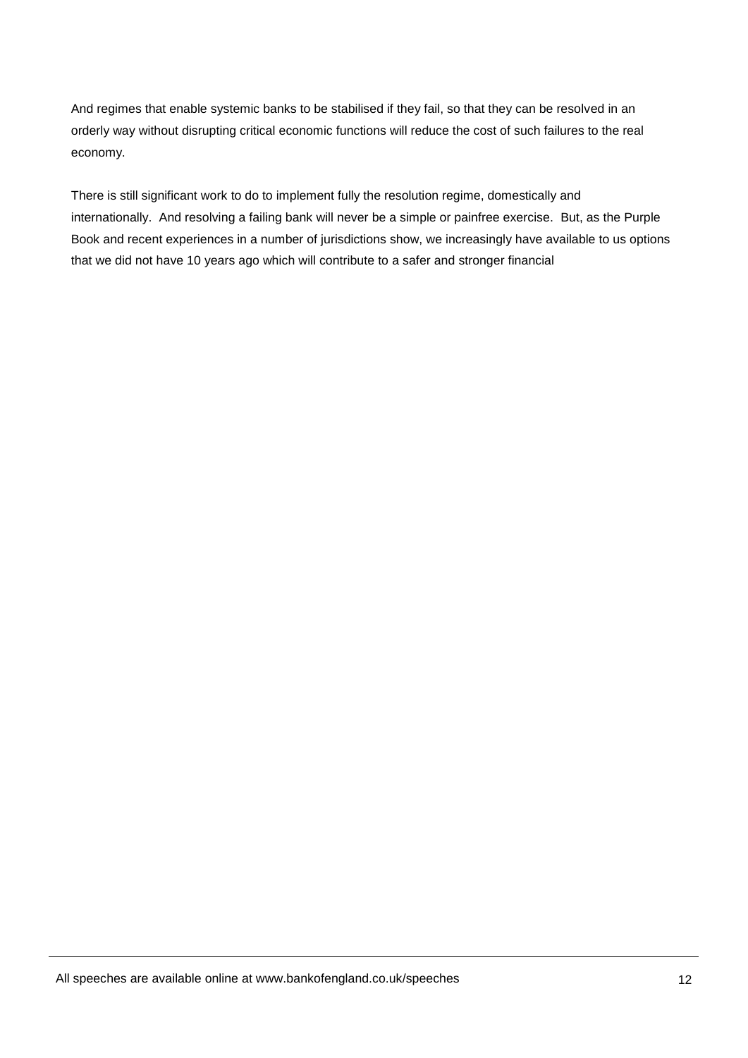And regimes that enable systemic banks to be stabilised if they fail, so that they can be resolved in an orderly way without disrupting critical economic functions will reduce the cost of such failures to the real economy.

There is still significant work to do to implement fully the resolution regime, domestically and internationally. And resolving a failing bank will never be a simple or painfree exercise. But, as the Purple Book and recent experiences in a number of jurisdictions show, we increasingly have available to us options that we did not have 10 years ago which will contribute to a safer and stronger financial